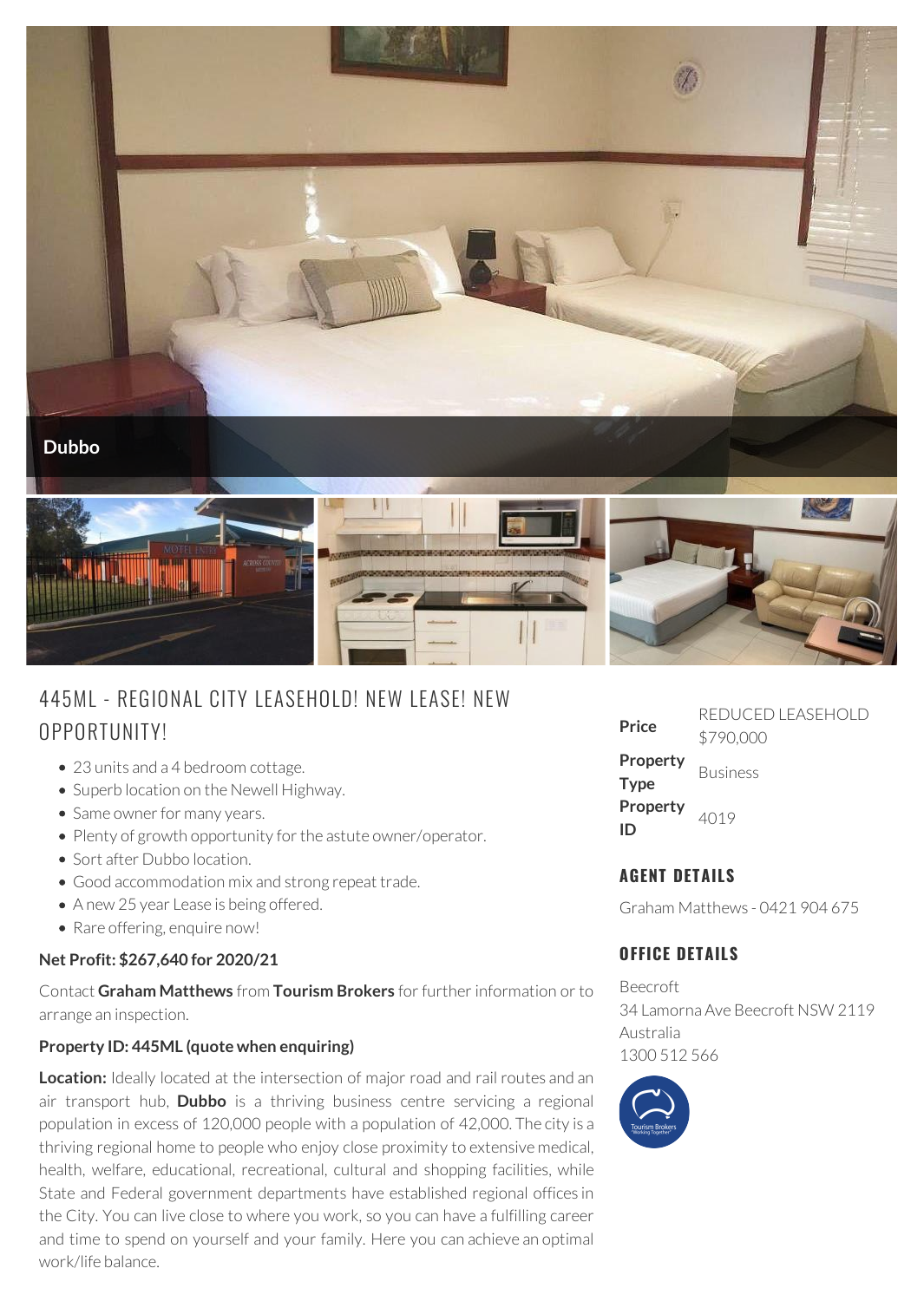Dubbo

# 445ML - REGIONAL CITY LEASEHOLD! NEW LEASE! NEW OPPORTUNITY!

- 23 units and a 4 bedroom cottage.
- Superb location on the Newell Highway.
- Same owner for many years.
- Plenty of growth opportunity for the astute owner/operator.
- Sort after Dubbo location.
- Good accommodation mix and strong repeat trade.
- A new 25 year Lease is being offered.
- Rare offering, enquire now!

**Net Profit: $267,640 for 2020/21**

Contact **Graham Matthews** from **Tourism Brokers** for further information or to arrange an inspection.

**Property ID: 445ML (quote when enquiring)**

**Location:** Ideally located at the intersection of major road and rail routes and an air transport hub, **Dubbo** is a thriving business centre servicing a regional population in excess of 120,000 people with a population of 42,000. The city is a thriving regional home to people who enjoy close proximity to extensive medical, health, welfare, educational, recreational, cultural and shopping facilities, while State and Federal government departments have established regional offices in the City. You can live close to where you work, so you can have a fulfilling career and time to spend on yourself and your family. Here you can achieve an optimal work/life balance.

| | |
|---|---|
| **Price** | REDUCED LEASEHOLD $790,000 |
| **Property Type** | Business |
| **Property ID** | 4019 |

## AGENT DETAILS

Graham Matthews - 0421 904 675

## OFFICE DETAILS

Beecroft
34 Lamorna Ave Beecroft NSW 2119
Australia
1300 512 566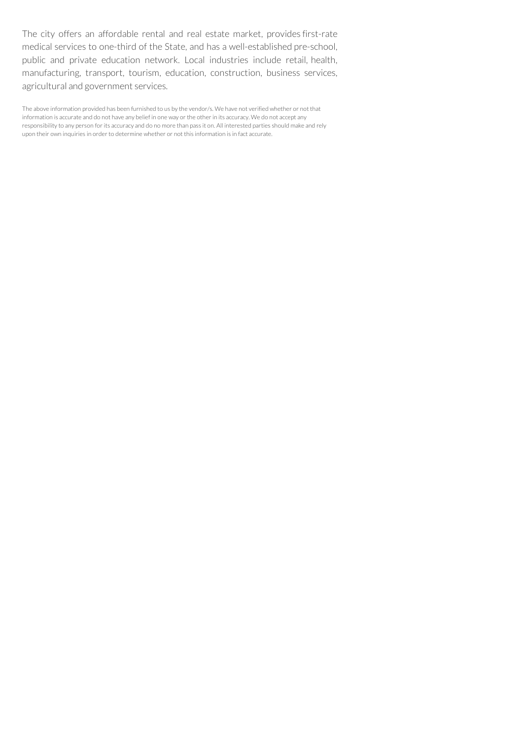The city offers an affordable rental and real estate market, provides first-rate medical services to one-third of the State, and has a well-established pre-school, public and private education network. Local industries include retail, health, manufacturing, transport, tourism, education, construction, business services, agricultural and government services.

The above information provided has been furnished to us by the vendor/s. We have not verified whether or not that information is accurate and do not have any belief in one way or the other in its accuracy. We do not accept any responsibility to any person for its accuracy and do no more than pass it on. All interested parties should make and rely upon their own inquiries in order to determine whether or not this information is in fact accurate.